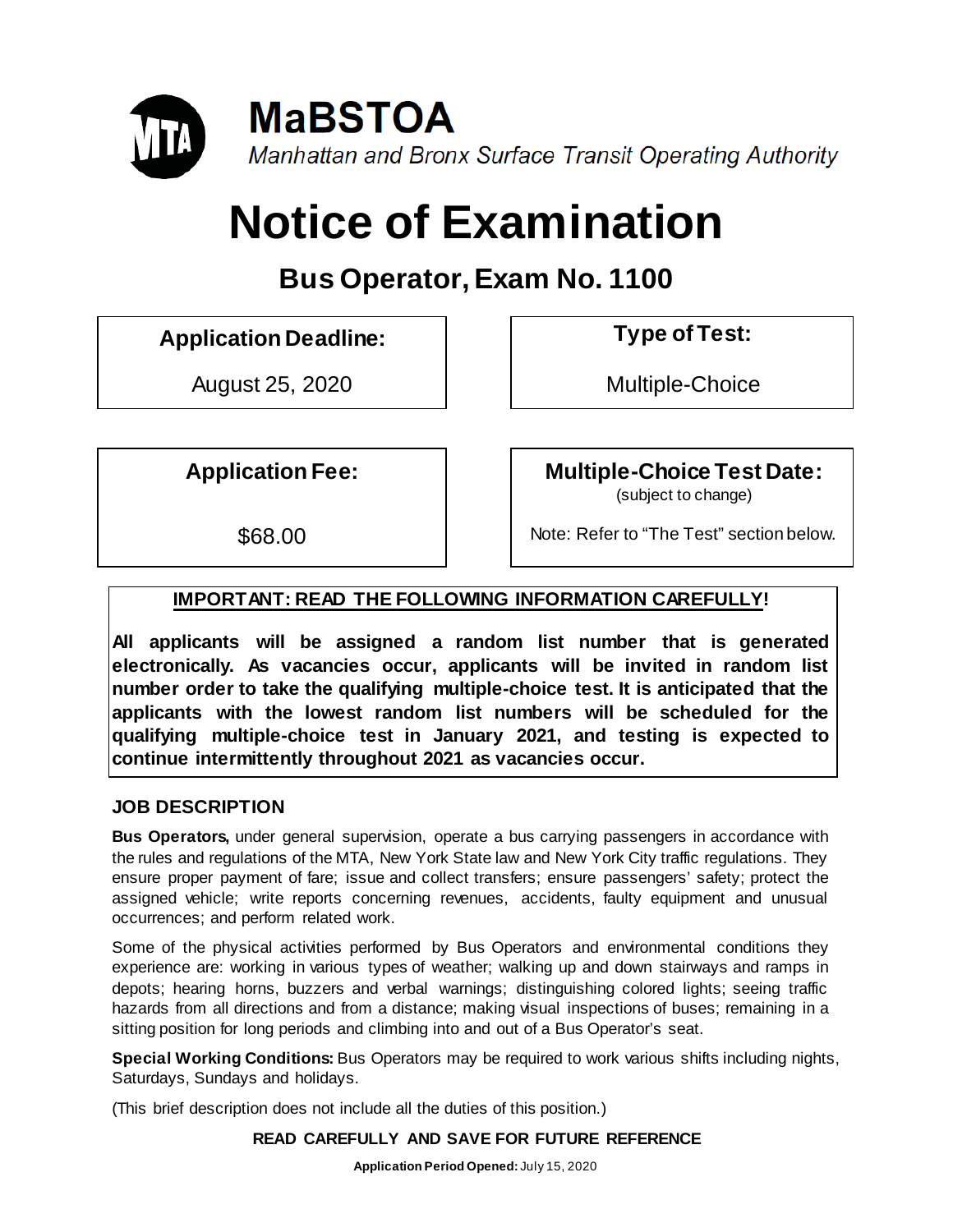# MaBSTOA

*Manhattan and Bronx Surface Transit Operating Authority*

# Notice of Examination

## Bus Operator, Exam No. 1100

| Application Deadline: | Type of Test: |
| --- | --- |
| August 25, 2020 | Multiple-Choice |

| Application Fee: | Multiple-Choice Test Date: (subject to change) |
| --- | --- |
| $68.00 | Note: Refer to "The Test" section below. |

**IMPORTANT: READ THE FOLLOWING INFORMATION CAREFULLY!**

**All applicants will be assigned a random list number that is generated electronically. As vacancies occur, applicants will be invited in random list number order to take the qualifying multiple-choice test. It is anticipated that the applicants with the lowest random list numbers will be scheduled for the qualifying multiple-choice test in January 2021, and testing is expected to continue intermittently throughout 2021 as vacancies occur.**

### JOB DESCRIPTION

**Bus Operators,** under general supervision, operate a bus carrying passengers in accordance with the rules and regulations of the MTA, New York State law and New York City traffic regulations. They ensure proper payment of fare; issue and collect transfers; ensure passengers' safety; protect the assigned vehicle; write reports concerning revenues, accidents, faulty equipment and unusual occurrences; and perform related work.

Some of the physical activities performed by Bus Operators and environmental conditions they experience are: working in various types of weather; walking up and down stairways and ramps in depots; hearing horns, buzzers and verbal warnings; distinguishing colored lights; seeing traffic hazards from all directions and from a distance; making visual inspections of buses; remaining in a sitting position for long periods and climbing into and out of a Bus Operator's seat.

**Special Working Conditions:** Bus Operators may be required to work various shifts including nights, Saturdays, Sundays and holidays.

(This brief description does not include all the duties of this position.)

**READ CAREFULLY AND SAVE FOR FUTURE REFERENCE**

**Application Period Opened:** July 15, 2020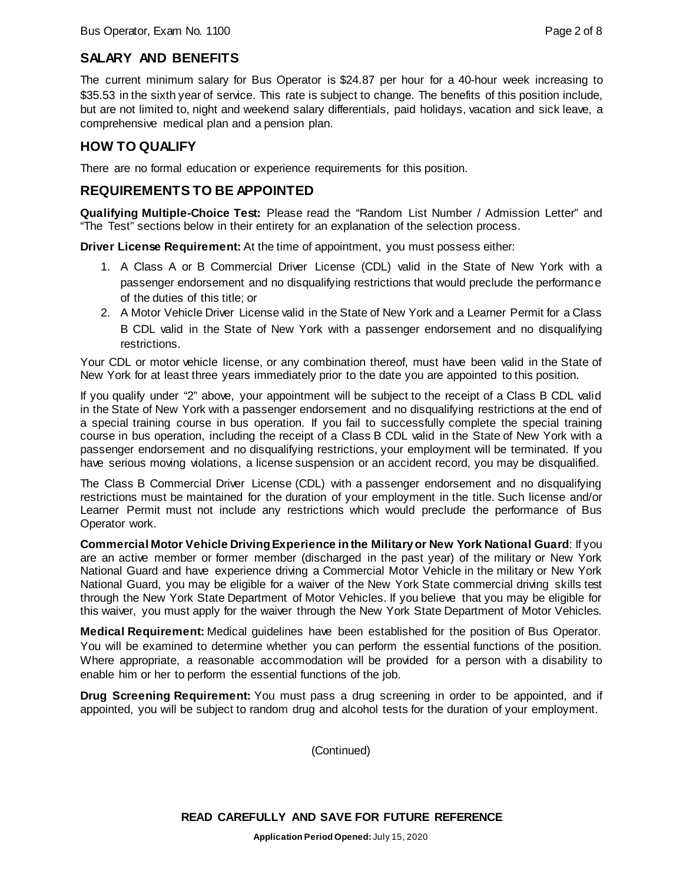## SALARY AND BENEFITS

The current minimum salary for Bus Operator is $24.87 per hour for a 40-hour week increasing to $35.53 in the sixth year of service. This rate is subject to change. The benefits of this position include, but are not limited to, night and weekend salary differentials, paid holidays, vacation and sick leave, a comprehensive medical plan and a pension plan.

## HOW TO QUALIFY

There are no formal education or experience requirements for this position.

## REQUIREMENTS TO BE APPOINTED

**Qualifying Multiple-Choice Test:** Please read the "Random List Number / Admission Letter" and "The Test" sections below in their entirety for an explanation of the selection process.

**Driver License Requirement:** At the time of appointment, you must possess either:

1. A Class A or B Commercial Driver License (CDL) valid in the State of New York with a passenger endorsement and no disqualifying restrictions that would preclude the performance of the duties of this title; or
2. A Motor Vehicle Driver License valid in the State of New York and a Learner Permit for a Class B CDL valid in the State of New York with a passenger endorsement and no disqualifying restrictions.

Your CDL or motor vehicle license, or any combination thereof, must have been valid in the State of New York for at least three years immediately prior to the date you are appointed to this position.

If you qualify under "2" above, your appointment will be subject to the receipt of a Class B CDL valid in the State of New York with a passenger endorsement and no disqualifying restrictions at the end of a special training course in bus operation. If you fail to successfully complete the special training course in bus operation, including the receipt of a Class B CDL valid in the State of New York with a passenger endorsement and no disqualifying restrictions, your employment will be terminated. If you have serious moving violations, a license suspension or an accident record, you may be disqualified.

The Class B Commercial Driver License (CDL) with a passenger endorsement and no disqualifying restrictions must be maintained for the duration of your employment in the title. Such license and/or Learner Permit must not include any restrictions which would preclude the performance of Bus Operator work.

**Commercial Motor Vehicle Driving Experience in the Military or New York National Guard**: If you are an active member or former member (discharged in the past year) of the military or New York National Guard and have experience driving a Commercial Motor Vehicle in the military or New York National Guard, you may be eligible for a waiver of the New York State commercial driving skills test through the New York State Department of Motor Vehicles. If you believe that you may be eligible for this waiver, you must apply for the waiver through the New York State Department of Motor Vehicles.

**Medical Requirement:** Medical guidelines have been established for the position of Bus Operator. You will be examined to determine whether you can perform the essential functions of the position. Where appropriate, a reasonable accommodation will be provided for a person with a disability to enable him or her to perform the essential functions of the job.

**Drug Screening Requirement:** You must pass a drug screening in order to be appointed, and if appointed, you will be subject to random drug and alcohol tests for the duration of your employment.

(Continued)

**READ CAREFULLY AND SAVE FOR FUTURE REFERENCE**

**Application Period Opened:** July 15, 2020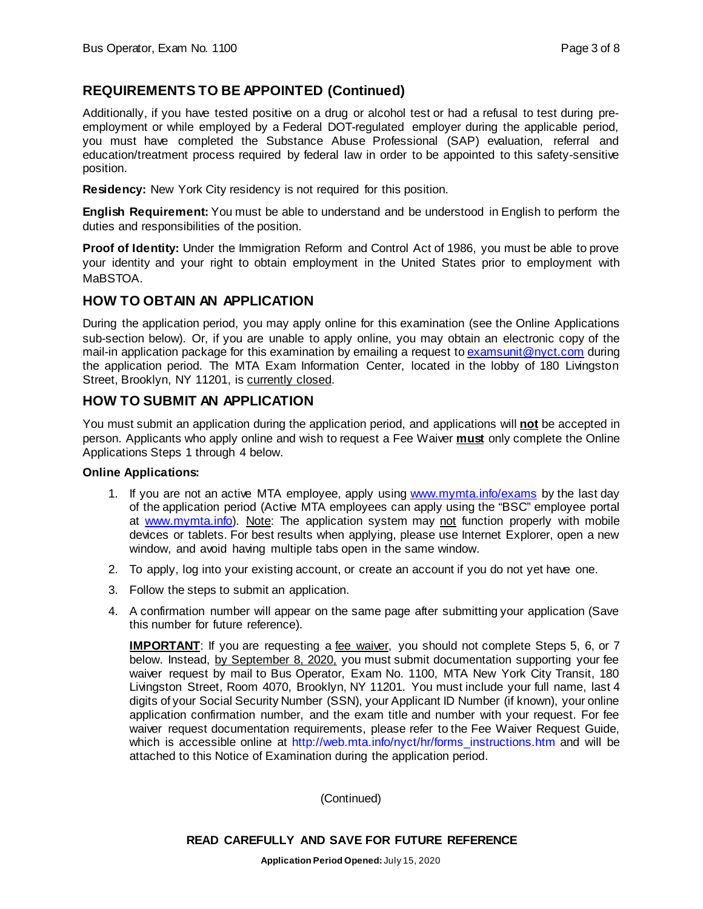## REQUIREMENTS TO BE APPOINTED (Continued)

Additionally, if you have tested positive on a drug or alcohol test or had a refusal to test during pre-employment or while employed by a Federal DOT-regulated employer during the applicable period, you must have completed the Substance Abuse Professional (SAP) evaluation, referral and education/treatment process required by federal law in order to be appointed to this safety-sensitive position.

**Residency:** New York City residency is not required for this position.

**English Requirement:** You must be able to understand and be understood in English to perform the duties and responsibilities of the position.

**Proof of Identity:** Under the Immigration Reform and Control Act of 1986, you must be able to prove your identity and your right to obtain employment in the United States prior to employment with MaBSTOA.

## HOW TO OBTAIN AN APPLICATION

During the application period, you may apply online for this examination (see the Online Applications sub-section below). Or, if you are unable to apply online, you may obtain an electronic copy of the mail-in application package for this examination by emailing a request to examsunit@nyct.com during the application period. The MTA Exam Information Center, located in the lobby of 180 Livingston Street, Brooklyn, NY 11201, is currently closed.

## HOW TO SUBMIT AN APPLICATION

You must submit an application during the application period, and applications will **not** be accepted in person. Applicants who apply online and wish to request a Fee Waiver **must** only complete the Online Applications Steps 1 through 4 below.

**Online Applications:**

1. If you are not an active MTA employee, apply using www.mymta.info/exams by the last day of the application period (Active MTA employees can apply using the "BSC" employee portal at www.mymta.info). Note: The application system may not function properly with mobile devices or tablets. For best results when applying, please use Internet Explorer, open a new window, and avoid having multiple tabs open in the same window.
2. To apply, log into your existing account, or create an account if you do not yet have one.
3. Follow the steps to submit an application.
4. A confirmation number will appear on the same page after submitting your application (Save this number for future reference).

   **IMPORTANT**: If you are requesting a fee waiver, you should not complete Steps 5, 6, or 7 below. Instead, by September 8, 2020, you must submit documentation supporting your fee waiver request by mail to Bus Operator, Exam No. 1100, MTA New York City Transit, 180 Livingston Street, Room 4070, Brooklyn, NY 11201. You must include your full name, last 4 digits of your Social Security Number (SSN), your Applicant ID Number (if known), your online application confirmation number, and the exam title and number with your request. For fee waiver request documentation requirements, please refer to the Fee Waiver Request Guide, which is accessible online at http://web.mta.info/nyct/hr/forms_instructions.htm and will be attached to this Notice of Examination during the application period.

(Continued)

**READ CAREFULLY AND SAVE FOR FUTURE REFERENCE**

**Application Period Opened:** July 15, 2020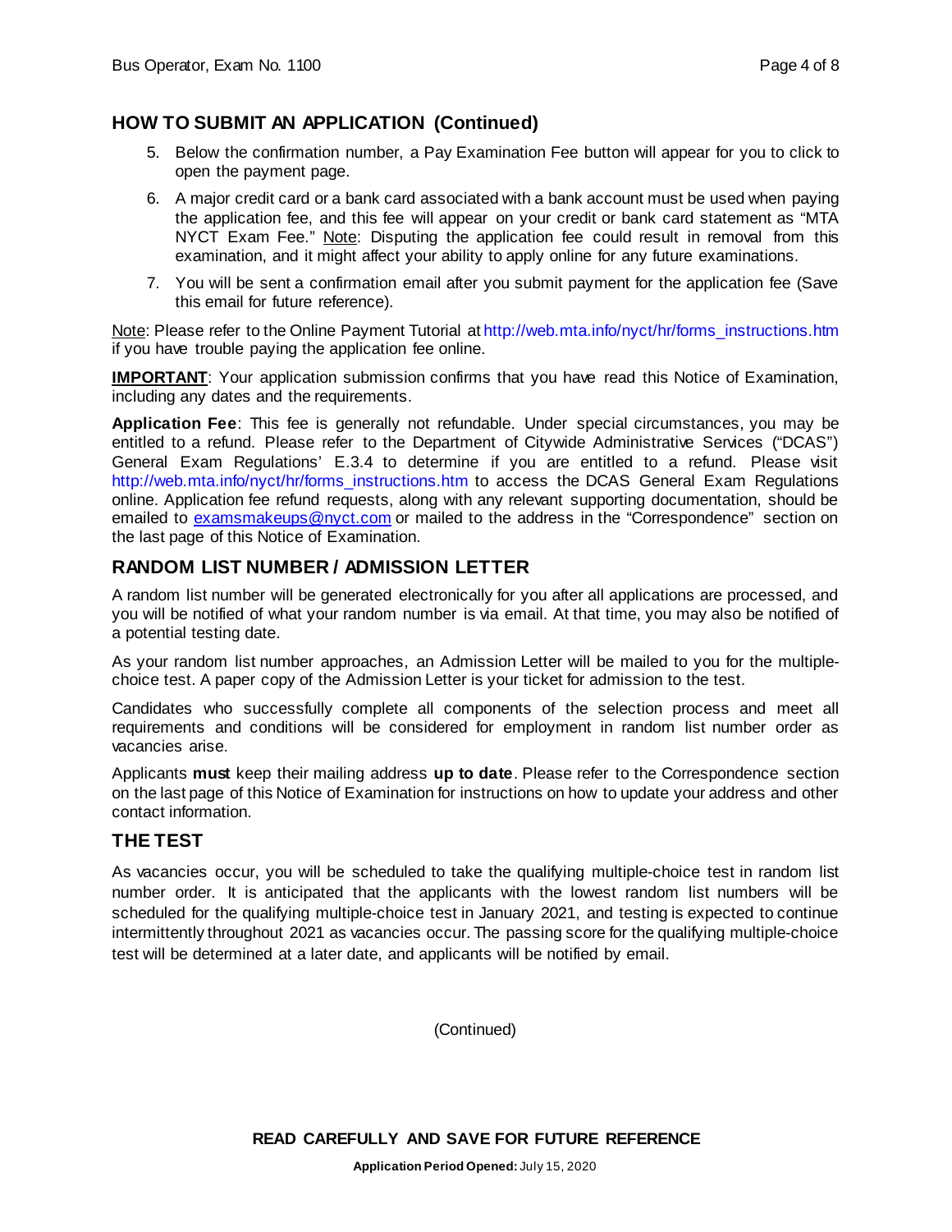## HOW TO SUBMIT AN APPLICATION (Continued)

5. Below the confirmation number, a Pay Examination Fee button will appear for you to click to open the payment page.
6. A major credit card or a bank card associated with a bank account must be used when paying the application fee, and this fee will appear on your credit or bank card statement as "MTA NYCT Exam Fee." Note: Disputing the application fee could result in removal from this examination, and it might affect your ability to apply online for any future examinations.
7. You will be sent a confirmation email after you submit payment for the application fee (Save this email for future reference).

Note: Please refer to the Online Payment Tutorial at http://web.mta.info/nyct/hr/forms_instructions.htm if you have trouble paying the application fee online.

**IMPORTANT**: Your application submission confirms that you have read this Notice of Examination, including any dates and the requirements.

**Application Fee**: This fee is generally not refundable. Under special circumstances, you may be entitled to a refund. Please refer to the Department of Citywide Administrative Services ("DCAS") General Exam Regulations' E.3.4 to determine if you are entitled to a refund. Please visit http://web.mta.info/nyct/hr/forms_instructions.htm to access the DCAS General Exam Regulations online. Application fee refund requests, along with any relevant supporting documentation, should be emailed to examsmakeups@nyct.com or mailed to the address in the "Correspondence" section on the last page of this Notice of Examination.

## RANDOM LIST NUMBER / ADMISSION LETTER

A random list number will be generated electronically for you after all applications are processed, and you will be notified of what your random number is via email. At that time, you may also be notified of a potential testing date.

As your random list number approaches, an Admission Letter will be mailed to you for the multiple-choice test. A paper copy of the Admission Letter is your ticket for admission to the test.

Candidates who successfully complete all components of the selection process and meet all requirements and conditions will be considered for employment in random list number order as vacancies arise.

Applicants **must** keep their mailing address **up to date**. Please refer to the Correspondence section on the last page of this Notice of Examination for instructions on how to update your address and other contact information.

## THE TEST

As vacancies occur, you will be scheduled to take the qualifying multiple-choice test in random list number order. It is anticipated that the applicants with the lowest random list numbers will be scheduled for the qualifying multiple-choice test in January 2021, and testing is expected to continue intermittently throughout 2021 as vacancies occur. The passing score for the qualifying multiple-choice test will be determined at a later date, and applicants will be notified by email.

(Continued)

**READ CAREFULLY AND SAVE FOR FUTURE REFERENCE**

**Application Period Opened:** July 15, 2020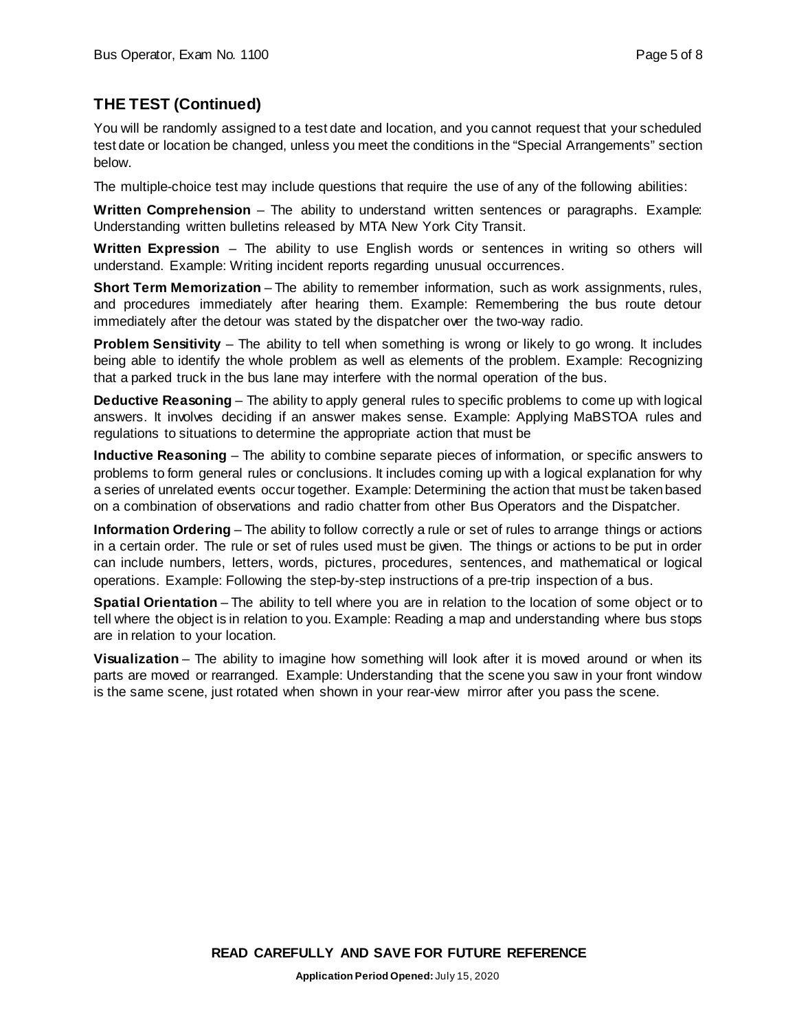## THE TEST (Continued)

You will be randomly assigned to a test date and location, and you cannot request that your scheduled test date or location be changed, unless you meet the conditions in the "Special Arrangements" section below.

The multiple-choice test may include questions that require the use of any of the following abilities:

**Written Comprehension** – The ability to understand written sentences or paragraphs. Example: Understanding written bulletins released by MTA New York City Transit.

**Written Expression** – The ability to use English words or sentences in writing so others will understand. Example: Writing incident reports regarding unusual occurrences.

**Short Term Memorization** – The ability to remember information, such as work assignments, rules, and procedures immediately after hearing them. Example: Remembering the bus route detour immediately after the detour was stated by the dispatcher over the two-way radio.

**Problem Sensitivity** – The ability to tell when something is wrong or likely to go wrong. It includes being able to identify the whole problem as well as elements of the problem. Example: Recognizing that a parked truck in the bus lane may interfere with the normal operation of the bus.

**Deductive Reasoning** – The ability to apply general rules to specific problems to come up with logical answers. It involves deciding if an answer makes sense. Example: Applying MaBSTOA rules and regulations to situations to determine the appropriate action that must be

**Inductive Reasoning** – The ability to combine separate pieces of information, or specific answers to problems to form general rules or conclusions. It includes coming up with a logical explanation for why a series of unrelated events occur together. Example: Determining the action that must be taken based on a combination of observations and radio chatter from other Bus Operators and the Dispatcher.

**Information Ordering** – The ability to follow correctly a rule or set of rules to arrange things or actions in a certain order. The rule or set of rules used must be given. The things or actions to be put in order can include numbers, letters, words, pictures, procedures, sentences, and mathematical or logical operations. Example: Following the step-by-step instructions of a pre-trip inspection of a bus.

**Spatial Orientation** – The ability to tell where you are in relation to the location of some object or to tell where the object is in relation to you. Example: Reading a map and understanding where bus stops are in relation to your location.

**Visualization** – The ability to imagine how something will look after it is moved around or when its parts are moved or rearranged. Example: Understanding that the scene you saw in your front window is the same scene, just rotated when shown in your rear-view mirror after you pass the scene.

**READ CAREFULLY AND SAVE FOR FUTURE REFERENCE**

**Application Period Opened:** July 15, 2020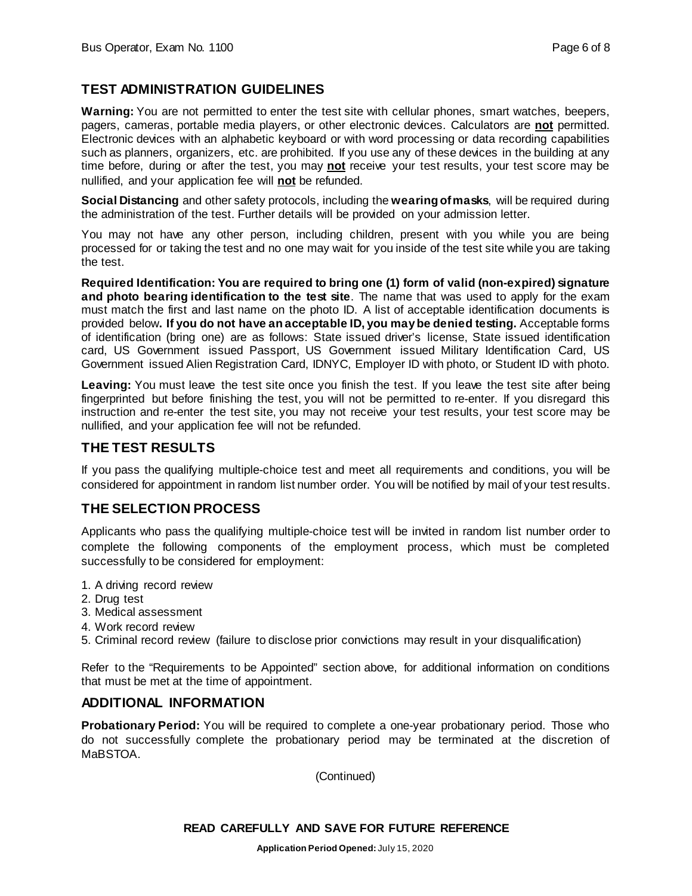## TEST ADMINISTRATION GUIDELINES

**Warning:** You are not permitted to enter the test site with cellular phones, smart watches, beepers, pagers, cameras, portable media players, or other electronic devices. Calculators are **not** permitted. Electronic devices with an alphabetic keyboard or with word processing or data recording capabilities such as planners, organizers, etc. are prohibited. If you use any of these devices in the building at any time before, during or after the test, you may **not** receive your test results, your test score may be nullified, and your application fee will **not** be refunded.

**Social Distancing** and other safety protocols, including the **wearing of masks**, will be required during the administration of the test. Further details will be provided on your admission letter.

You may not have any other person, including children, present with you while you are being processed for or taking the test and no one may wait for you inside of the test site while you are taking the test.

**Required Identification: You are required to bring one (1) form of valid (non-expired) signature and photo bearing identification to the test site**. The name that was used to apply for the exam must match the first and last name on the photo ID. A list of acceptable identification documents is provided below**. If you do not have an acceptable ID, you may be denied testing.** Acceptable forms of identification (bring one) are as follows: State issued driver's license, State issued identification card, US Government issued Passport, US Government issued Military Identification Card, US Government issued Alien Registration Card, IDNYC, Employer ID with photo, or Student ID with photo.

**Leaving:** You must leave the test site once you finish the test. If you leave the test site after being fingerprinted but before finishing the test, you will not be permitted to re-enter. If you disregard this instruction and re-enter the test site, you may not receive your test results, your test score may be nullified, and your application fee will not be refunded.

## THE TEST RESULTS

If you pass the qualifying multiple-choice test and meet all requirements and conditions, you will be considered for appointment in random list number order. You will be notified by mail of your test results.

## THE SELECTION PROCESS

Applicants who pass the qualifying multiple-choice test will be invited in random list number order to complete the following components of the employment process, which must be completed successfully to be considered for employment:

1. A driving record review
2. Drug test
3. Medical assessment
4. Work record review
5. Criminal record review (failure to disclose prior convictions may result in your disqualification)

Refer to the "Requirements to be Appointed" section above, for additional information on conditions that must be met at the time of appointment.

## ADDITIONAL INFORMATION

**Probationary Period:** You will be required to complete a one-year probationary period. Those who do not successfully complete the probationary period may be terminated at the discretion of MaBSTOA.

(Continued)

**READ CAREFULLY AND SAVE FOR FUTURE REFERENCE**

**Application Period Opened:** July 15, 2020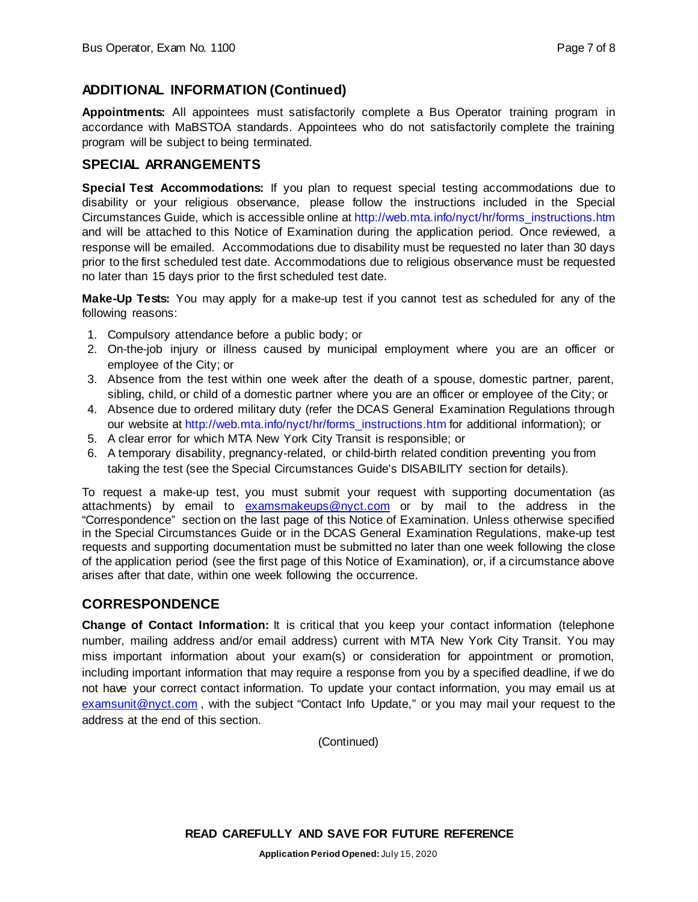## ADDITIONAL INFORMATION (Continued)

**Appointments:** All appointees must satisfactorily complete a Bus Operator training program in accordance with MaBSTOA standards. Appointees who do not satisfactorily complete the training program will be subject to being terminated.

## SPECIAL ARRANGEMENTS

**Special Test Accommodations:** If you plan to request special testing accommodations due to disability or your religious observance, please follow the instructions included in the Special Circumstances Guide, which is accessible online at http://web.mta.info/nyct/hr/forms_instructions.htm and will be attached to this Notice of Examination during the application period. Once reviewed, a response will be emailed. Accommodations due to disability must be requested no later than 30 days prior to the first scheduled test date. Accommodations due to religious observance must be requested no later than 15 days prior to the first scheduled test date.

**Make-Up Tests:** You may apply for a make-up test if you cannot test as scheduled for any of the following reasons:

1. Compulsory attendance before a public body; or
2. On-the-job injury or illness caused by municipal employment where you are an officer or employee of the City; or
3. Absence from the test within one week after the death of a spouse, domestic partner, parent, sibling, child, or child of a domestic partner where you are an officer or employee of the City; or
4. Absence due to ordered military duty (refer the DCAS General Examination Regulations through our website at http://web.mta.info/nyct/hr/forms_instructions.htm for additional information); or
5. A clear error for which MTA New York City Transit is responsible; or
6. A temporary disability, pregnancy-related, or child-birth related condition preventing you from taking the test (see the Special Circumstances Guide's DISABILITY section for details).

To request a make-up test, you must submit your request with supporting documentation (as attachments) by email to examsmakeups@nyct.com or by mail to the address in the "Correspondence" section on the last page of this Notice of Examination. Unless otherwise specified in the Special Circumstances Guide or in the DCAS General Examination Regulations, make-up test requests and supporting documentation must be submitted no later than one week following the close of the application period (see the first page of this Notice of Examination), or, if a circumstance above arises after that date, within one week following the occurrence.

## CORRESPONDENCE

**Change of Contact Information:** It is critical that you keep your contact information (telephone number, mailing address and/or email address) current with MTA New York City Transit. You may miss important information about your exam(s) or consideration for appointment or promotion, including important information that may require a response from you by a specified deadline, if we do not have your correct contact information. To update your contact information, you may email us at examsunit@nyct.com, with the subject "Contact Info Update," or you may mail your request to the address at the end of this section.

(Continued)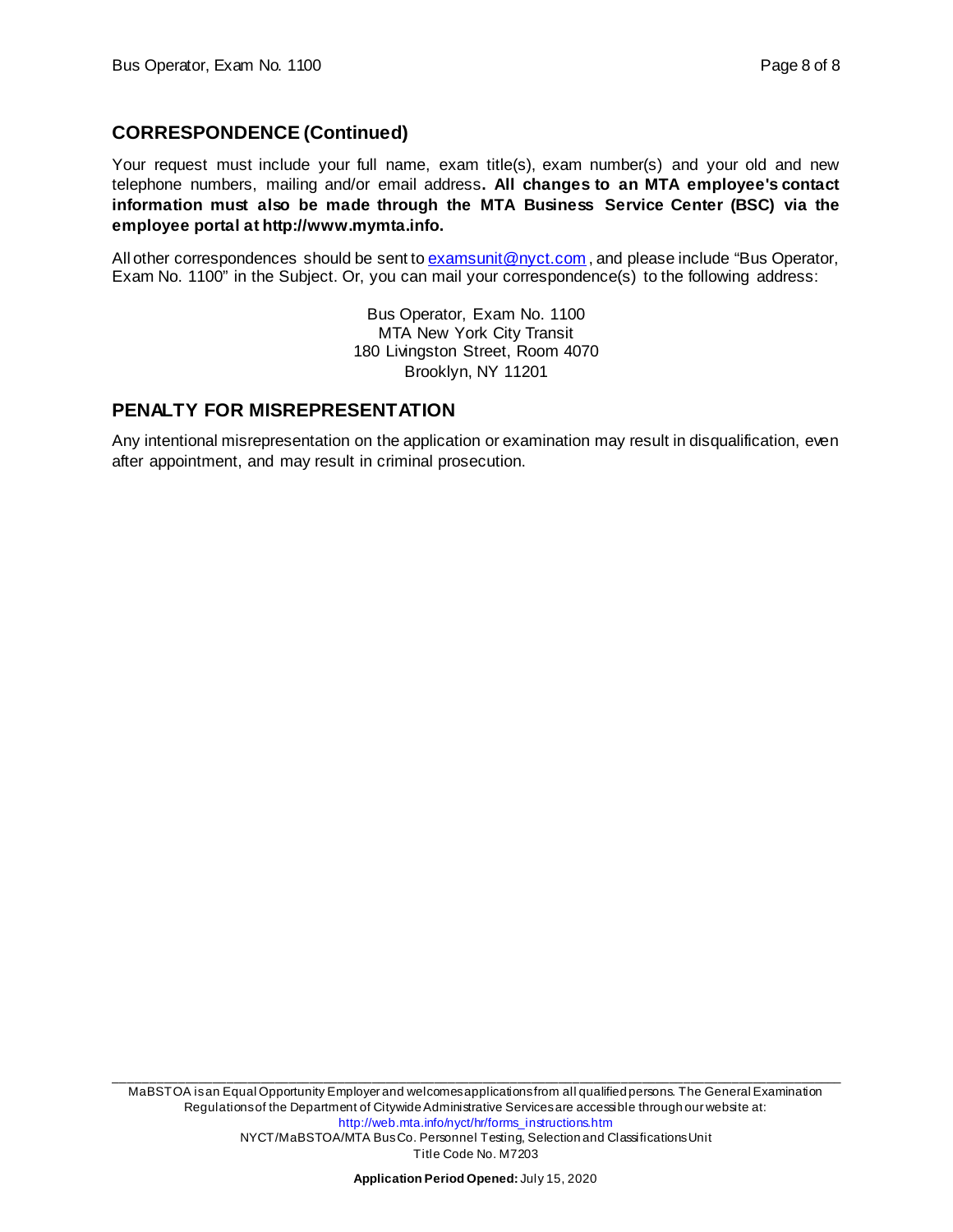## CORRESPONDENCE (Continued)

Your request must include your full name, exam title(s), exam number(s) and your old and new telephone numbers, mailing and/or email address**. All changes to an MTA employee's contact information must also be made through the MTA Business Service Center (BSC) via the employee portal at http://www.mymta.info.**

All other correspondences should be sent to examsunit@nyct.com, and please include "Bus Operator, Exam No. 1100" in the Subject. Or, you can mail your correspondence(s) to the following address:

Bus Operator, Exam No. 1100
MTA New York City Transit
180 Livingston Street, Room 4070
Brooklyn, NY 11201

## PENALTY FOR MISREPRESENTATION

Any intentional misrepresentation on the application or examination may result in disqualification, even after appointment, and may result in criminal prosecution.

---

MaBSTOA is an Equal Opportunity Employer and welcomes applications from all qualified persons. The General Examination Regulations of the Department of Citywide Administrative Services are accessible through our website at: http://web.mta.info/nyct/hr/forms_instructions.htm
NYCT/MaBSTOA/MTA Bus Co. Personnel Testing, Selection and Classifications Unit
Title Code No. M7203

**Application Period Opened:** July 15, 2020